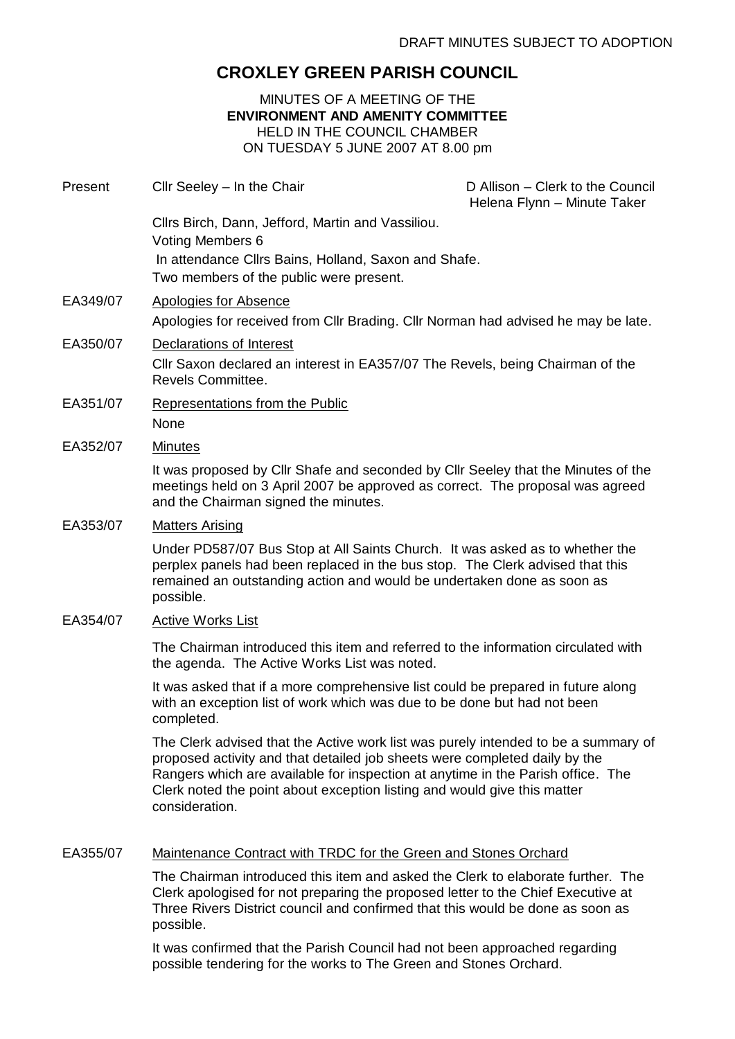DRAFT MINUTES SUBJECT TO ADOPTION

# CROXLEY GREEN PARISH COUNCIL

MINUTES OF A MEETING OF THE
**ENVIRONMENT AND AMENITY COMMITTEE**
HELD IN THE COUNCIL CHAMBER
ON TUESDAY 5 JUNE 2007 AT 8.00 pm

Present Cllr Seeley – In the Chair D Allison – Clerk to the Council
Helena Flynn – Minute Taker

Cllrs Birch, Dann, Jefford, Martin and Vassiliou.
Voting Members 6
In attendance Cllrs Bains, Holland, Saxon and Shafe.
Two members of the public were present.

**EA349/07** Apologies for Absence

Apologies for received from Cllr Brading. Cllr Norman had advised he may be late.

**EA350/07** Declarations of Interest

Cllr Saxon declared an interest in EA357/07 The Revels, being Chairman of the Revels Committee.

**EA351/07** Representations from the Public

None

**EA352/07** Minutes

It was proposed by Cllr Shafe and seconded by Cllr Seeley that the Minutes of the meetings held on 3 April 2007 be approved as correct. The proposal was agreed and the Chairman signed the minutes.

**EA353/07** Matters Arising

Under PD587/07 Bus Stop at All Saints Church. It was asked as to whether the perplex panels had been replaced in the bus stop. The Clerk advised that this remained an outstanding action and would be undertaken done as soon as possible.

**EA354/07** Active Works List

The Chairman introduced this item and referred to the information circulated with the agenda. The Active Works List was noted.

It was asked that if a more comprehensive list could be prepared in future along with an exception list of work which was due to be done but had not been completed.

The Clerk advised that the Active work list was purely intended to be a summary of proposed activity and that detailed job sheets were completed daily by the Rangers which are available for inspection at anytime in the Parish office. The Clerk noted the point about exception listing and would give this matter consideration.

**EA355/07** Maintenance Contract with TRDC for the Green and Stones Orchard

The Chairman introduced this item and asked the Clerk to elaborate further. The Clerk apologised for not preparing the proposed letter to the Chief Executive at Three Rivers District council and confirmed that this would be done as soon as possible.

It was confirmed that the Parish Council had not been approached regarding possible tendering for the works to The Green and Stones Orchard.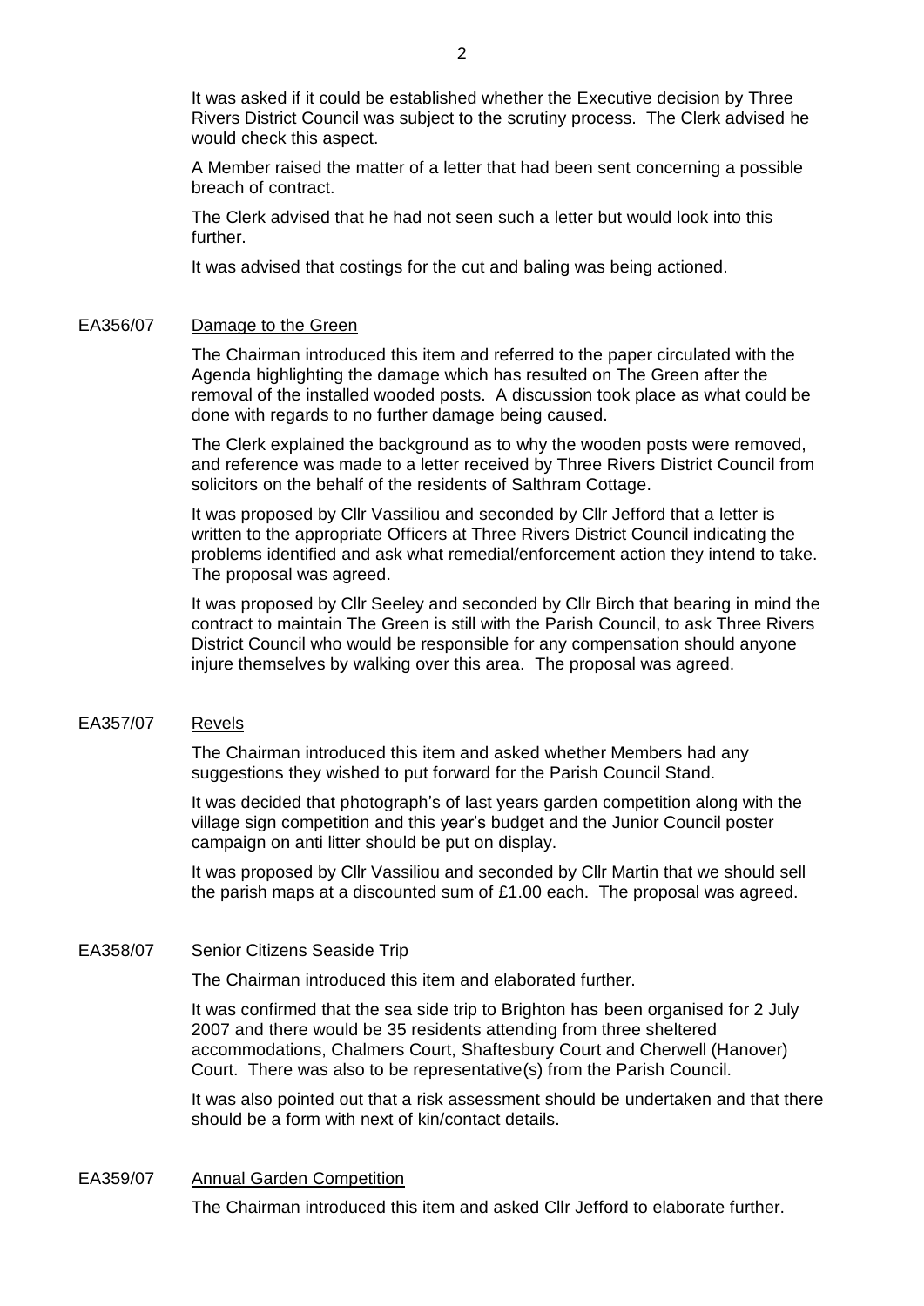It was asked if it could be established whether the Executive decision by Three Rivers District Council was subject to the scrutiny process. The Clerk advised he would check this aspect.

A Member raised the matter of a letter that had been sent concerning a possible breach of contract.

The Clerk advised that he had not seen such a letter but would look into this further.

It was advised that costings for the cut and baling was being actioned.

EA356/07 Damage to the Green

The Chairman introduced this item and referred to the paper circulated with the Agenda highlighting the damage which has resulted on The Green after the removal of the installed wooded posts. A discussion took place as what could be done with regards to no further damage being caused.

The Clerk explained the background as to why the wooden posts were removed, and reference was made to a letter received by Three Rivers District Council from solicitors on the behalf of the residents of Salthram Cottage.

It was proposed by Cllr Vassiliou and seconded by Cllr Jefford that a letter is written to the appropriate Officers at Three Rivers District Council indicating the problems identified and ask what remedial/enforcement action they intend to take. The proposal was agreed.

It was proposed by Cllr Seeley and seconded by Cllr Birch that bearing in mind the contract to maintain The Green is still with the Parish Council, to ask Three Rivers District Council who would be responsible for any compensation should anyone injure themselves by walking over this area. The proposal was agreed.

EA357/07 Revels

The Chairman introduced this item and asked whether Members had any suggestions they wished to put forward for the Parish Council Stand.

It was decided that photograph's of last years garden competition along with the village sign competition and this year's budget and the Junior Council poster campaign on anti litter should be put on display.

It was proposed by Cllr Vassiliou and seconded by Cllr Martin that we should sell the parish maps at a discounted sum of £1.00 each. The proposal was agreed.

EA358/07 Senior Citizens Seaside Trip

The Chairman introduced this item and elaborated further.

It was confirmed that the sea side trip to Brighton has been organised for 2 July 2007 and there would be 35 residents attending from three sheltered accommodations, Chalmers Court, Shaftesbury Court and Cherwell (Hanover) Court. There was also to be representative(s) from the Parish Council.

It was also pointed out that a risk assessment should be undertaken and that there should be a form with next of kin/contact details.

EA359/07 Annual Garden Competition

The Chairman introduced this item and asked Cllr Jefford to elaborate further.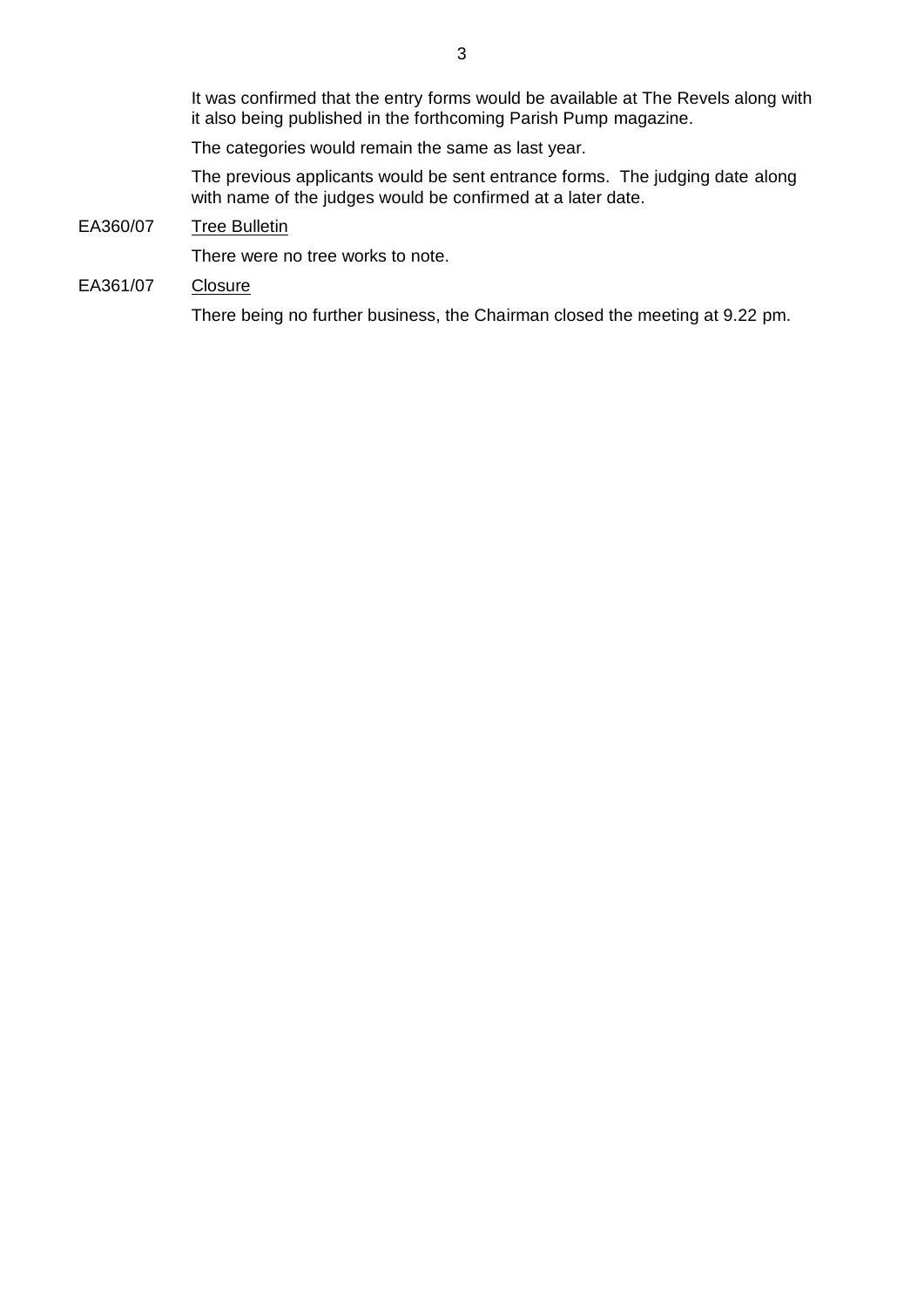It was confirmed that the entry forms would be available at The Revels along with it also being published in the forthcoming Parish Pump magazine.

The categories would remain the same as last year.

The previous applicants would be sent entrance forms. The judging date along with name of the judges would be confirmed at a later date.

EA360/07 <u>Tree Bulletin</u>

There were no tree works to note.

EA361/07 <u>Closure</u>

There being no further business, the Chairman closed the meeting at 9.22 pm.